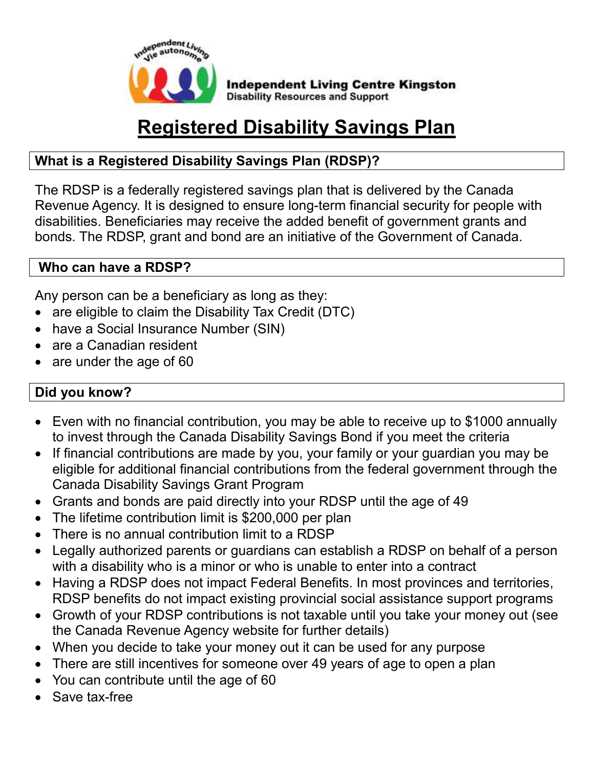**Independent Living Centre Kingston**
Disability Resources and Support

# Registered Disability Savings Plan

## What is a Registered Disability Savings Plan (RDSP)?

The RDSP is a federally registered savings plan that is delivered by the Canada Revenue Agency. It is designed to ensure long-term financial security for people with disabilities. Beneficiaries may receive the added benefit of government grants and bonds. The RDSP, grant and bond are an initiative of the Government of Canada.

## Who can have a RDSP?

Any person can be a beneficiary as long as they:

- are eligible to claim the Disability Tax Credit (DTC)
- have a Social Insurance Number (SIN)
- are a Canadian resident
- are under the age of 60

## Did you know?

- Even with no financial contribution, you may be able to receive up to $1000 annually to invest through the Canada Disability Savings Bond if you meet the criteria
- If financial contributions are made by you, your family or your guardian you may be eligible for additional financial contributions from the federal government through the Canada Disability Savings Grant Program
- Grants and bonds are paid directly into your RDSP until the age of 49
- The lifetime contribution limit is $200,000 per plan
- There is no annual contribution limit to a RDSP
- Legally authorized parents or guardians can establish a RDSP on behalf of a person with a disability who is a minor or who is unable to enter into a contract
- Having a RDSP does not impact Federal Benefits. In most provinces and territories, RDSP benefits do not impact existing provincial social assistance support programs
- Growth of your RDSP contributions is not taxable until you take your money out (see the Canada Revenue Agency website for further details)
- When you decide to take your money out it can be used for any purpose
- There are still incentives for someone over 49 years of age to open a plan
- You can contribute until the age of 60
- Save tax-free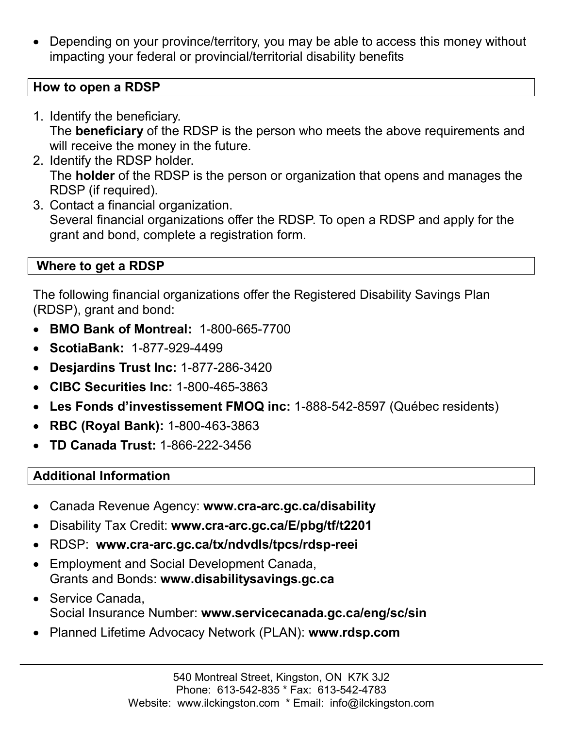- Depending on your province/territory, you may be able to access this money without impacting your federal or provincial/territorial disability benefits

## How to open a RDSP

1. Identify the beneficiary.
   The **beneficiary** of the RDSP is the person who meets the above requirements and will receive the money in the future.
2. Identify the RDSP holder.
   The **holder** of the RDSP is the person or organization that opens and manages the RDSP (if required).
3. Contact a financial organization.
   Several financial organizations offer the RDSP. To open a RDSP and apply for the grant and bond, complete a registration form.

## Where to get a RDSP

The following financial organizations offer the Registered Disability Savings Plan (RDSP), grant and bond:

- **BMO Bank of Montreal:** 1-800-665-7700
- **ScotiaBank:** 1-877-929-4499
- **Desjardins Trust Inc:** 1-877-286-3420
- **CIBC Securities Inc:** 1-800-465-3863
- **Les Fonds d'investissement FMOQ inc:** 1-888-542-8597 (Québec residents)
- **RBC (Royal Bank):** 1-800-463-3863
- **TD Canada Trust:** 1-866-222-3456

## Additional Information

- Canada Revenue Agency: **www.cra-arc.gc.ca/disability**
- Disability Tax Credit: **www.cra-arc.gc.ca/E/pbg/tf/t2201**
- RDSP: **www.cra-arc.gc.ca/tx/ndvdls/tpcs/rdsp-reei**
- Employment and Social Development Canada,
  Grants and Bonds: **www.disabilitysavings.gc.ca**
- Service Canada,
  Social Insurance Number: **www.servicecanada.gc.ca/eng/sc/sin**
- Planned Lifetime Advocacy Network (PLAN): **www.rdsp.com**

540 Montreal Street, Kingston, ON K7K 3J2
Phone: 613-542-835 * Fax: 613-542-4783
Website: www.ilckingston.com * Email: info@ilckingston.com